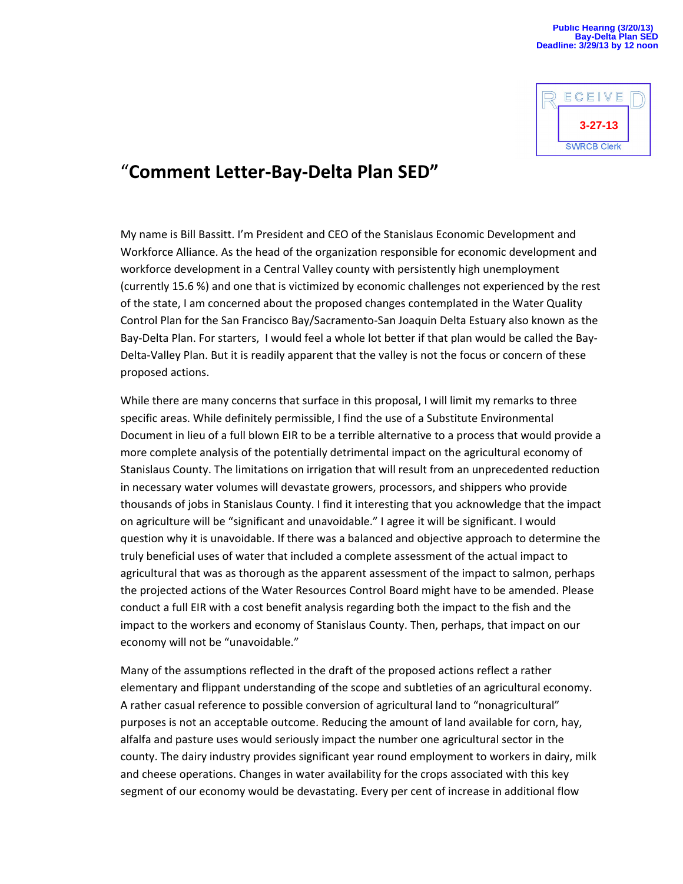Public Hearing (3/20/13)
Bay-Delta Plan SED
Deadline: 3/29/13 by 12 noon

RECEIVED
3-27-13
SWRCB Clerk

# "Comment Letter-Bay-Delta Plan SED"

My name is Bill Bassitt. I'm President and CEO of the Stanislaus Economic Development and Workforce Alliance. As the head of the organization responsible for economic development and workforce development in a Central Valley county with persistently high unemployment (currently 15.6 %) and one that is victimized by economic challenges not experienced by the rest of the state, I am concerned about the proposed changes contemplated in the Water Quality Control Plan for the San Francisco Bay/Sacramento-San Joaquin Delta Estuary also known as the Bay-Delta Plan. For starters, I would feel a whole lot better if that plan would be called the Bay-Delta-Valley Plan. But it is readily apparent that the valley is not the focus or concern of these proposed actions.

While there are many concerns that surface in this proposal, I will limit my remarks to three specific areas. While definitely permissible, I find the use of a Substitute Environmental Document in lieu of a full blown EIR to be a terrible alternative to a process that would provide a more complete analysis of the potentially detrimental impact on the agricultural economy of Stanislaus County. The limitations on irrigation that will result from an unprecedented reduction in necessary water volumes will devastate growers, processors, and shippers who provide thousands of jobs in Stanislaus County. I find it interesting that you acknowledge that the impact on agriculture will be "significant and unavoidable." I agree it will be significant. I would question why it is unavoidable. If there was a balanced and objective approach to determine the truly beneficial uses of water that included a complete assessment of the actual impact to agricultural that was as thorough as the apparent assessment of the impact to salmon, perhaps the projected actions of the Water Resources Control Board might have to be amended. Please conduct a full EIR with a cost benefit analysis regarding both the impact to the fish and the impact to the workers and economy of Stanislaus County. Then, perhaps, that impact on our economy will not be "unavoidable."

Many of the assumptions reflected in the draft of the proposed actions reflect a rather elementary and flippant understanding of the scope and subtleties of an agricultural economy. A rather casual reference to possible conversion of agricultural land to "nonagricultural" purposes is not an acceptable outcome. Reducing the amount of land available for corn, hay, alfalfa and pasture uses would seriously impact the number one agricultural sector in the county. The dairy industry provides significant year round employment to workers in dairy, milk and cheese operations. Changes in water availability for the crops associated with this key segment of our economy would be devastating. Every per cent of increase in additional flow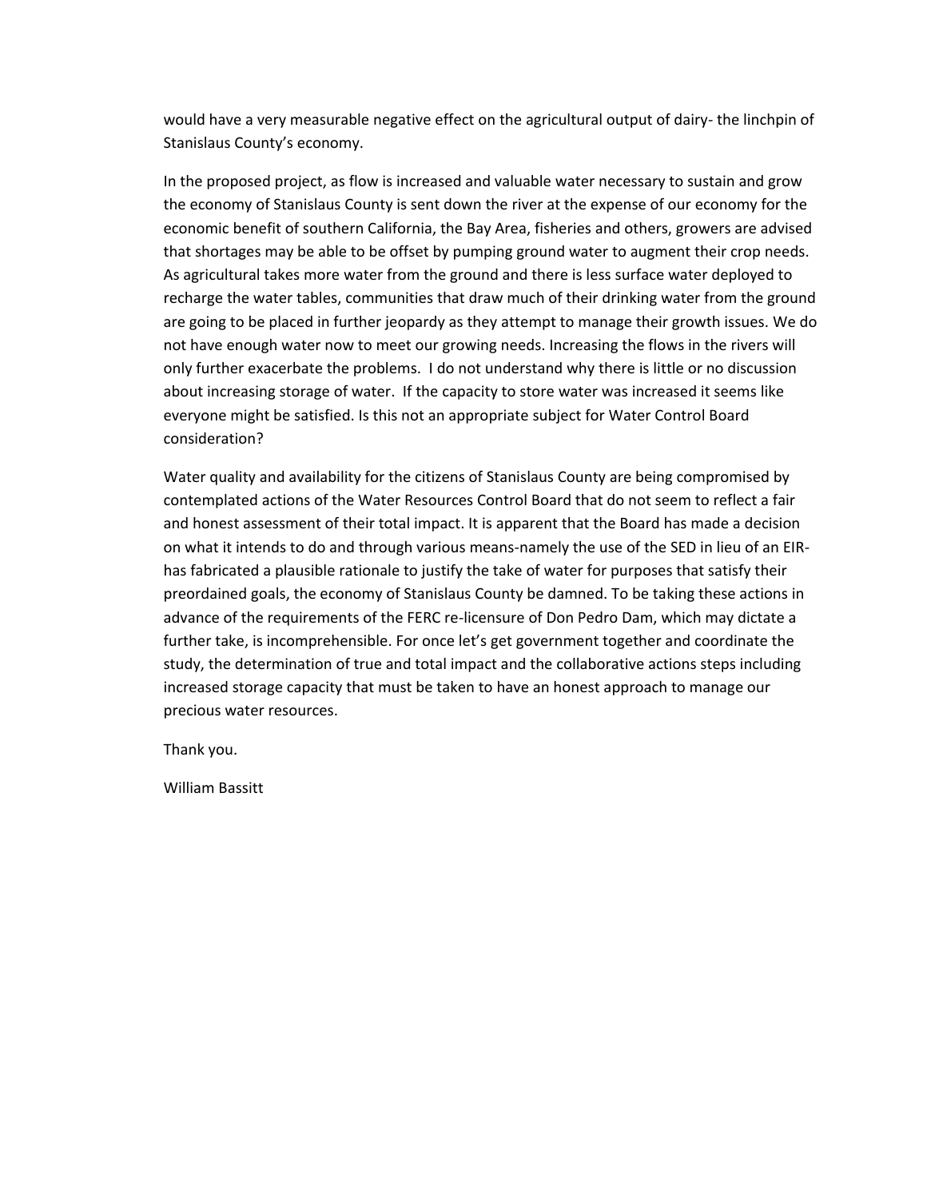would have a very measurable negative effect on the agricultural output of dairy- the linchpin of Stanislaus County's economy.

In the proposed project, as flow is increased and valuable water necessary to sustain and grow the economy of Stanislaus County is sent down the river at the expense of our economy for the economic benefit of southern California, the Bay Area, fisheries and others, growers are advised that shortages may be able to be offset by pumping ground water to augment their crop needs. As agricultural takes more water from the ground and there is less surface water deployed to recharge the water tables, communities that draw much of their drinking water from the ground are going to be placed in further jeopardy as they attempt to manage their growth issues. We do not have enough water now to meet our growing needs. Increasing the flows in the rivers will only further exacerbate the problems. I do not understand why there is little or no discussion about increasing storage of water. If the capacity to store water was increased it seems like everyone might be satisfied. Is this not an appropriate subject for Water Control Board consideration?

Water quality and availability for the citizens of Stanislaus County are being compromised by contemplated actions of the Water Resources Control Board that do not seem to reflect a fair and honest assessment of their total impact. It is apparent that the Board has made a decision on what it intends to do and through various means-namely the use of the SED in lieu of an EIR-has fabricated a plausible rationale to justify the take of water for purposes that satisfy their preordained goals, the economy of Stanislaus County be damned. To be taking these actions in advance of the requirements of the FERC re-licensure of Don Pedro Dam, which may dictate a further take, is incomprehensible. For once let's get government together and coordinate the study, the determination of true and total impact and the collaborative actions steps including increased storage capacity that must be taken to have an honest approach to manage our precious water resources.

Thank you.

William Bassitt